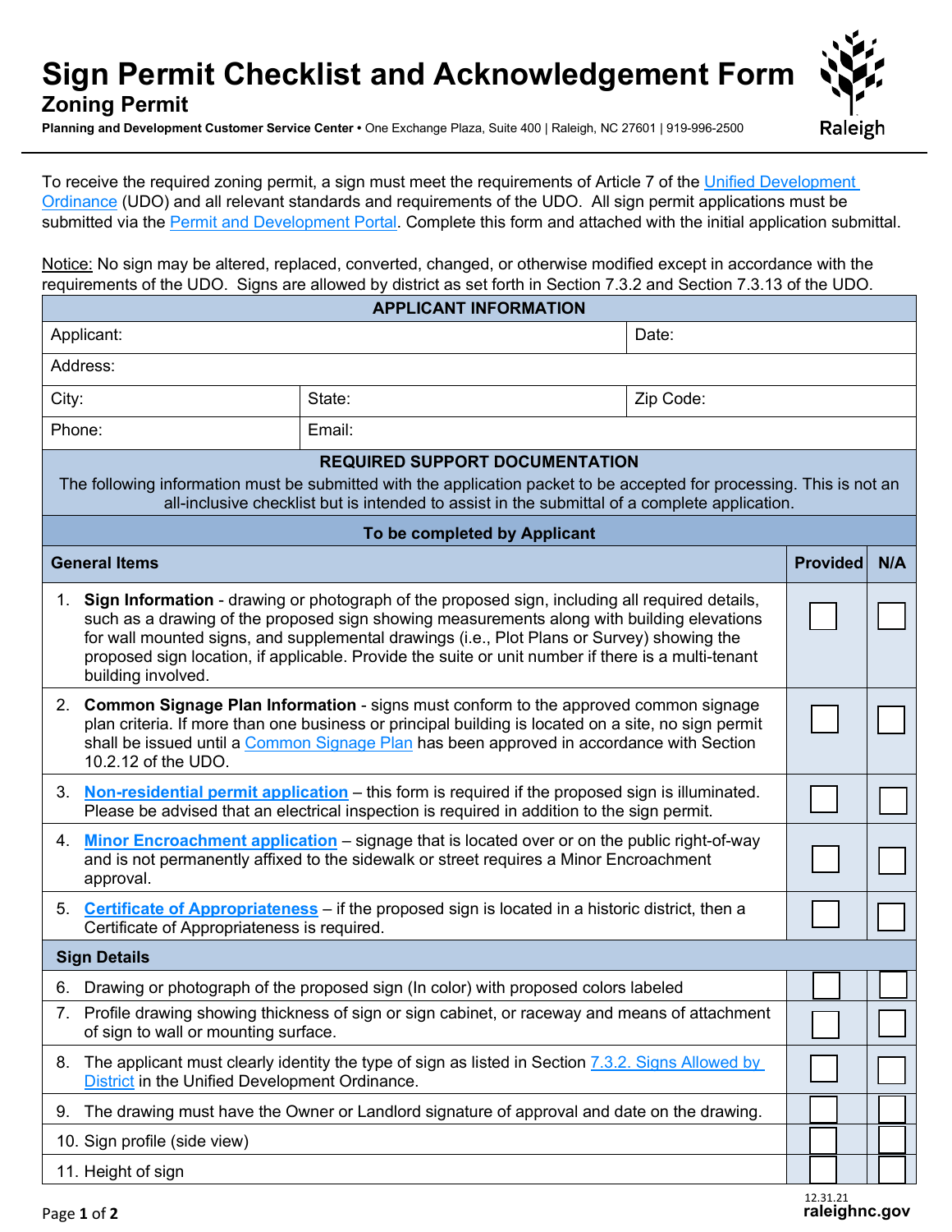# Sign Permit Checklist and Acknowledgement Form

## Zoning Permit

**Planning and Development Customer Service Center** • One Exchange Plaza, Suite 400 | Raleigh, NC 27601 | 919-996-2500

To receive the required zoning permit, a sign must meet the requirements of Article 7 of the Unified Development Ordinance (UDO) and all relevant standards and requirements of the UDO. All sign permit applications must be submitted via the Permit and Development Portal. Complete this form and attached with the initial application submittal.

Notice: No sign may be altered, replaced, converted, changed, or otherwise modified except in accordance with the requirements of the UDO. Signs are allowed by district as set forth in Section 7.3.2 and Section 7.3.13 of the UDO.

| APPLICANT INFORMATION | | |
|---|---|---|
| Applicant: | | Date: |
| Address: | | |
| City: | State: | Zip Code: |
| Phone: | Email: | |

**REQUIRED SUPPORT DOCUMENTATION**

The following information must be submitted with the application packet to be accepted for processing. This is not an all-inclusive checklist but is intended to assist in the submittal of a complete application.

**To be completed by Applicant**

| General Items | Provided | N/A |
|---|---|---|
| 1. **Sign Information** - drawing or photograph of the proposed sign, including all required details, such as a drawing of the proposed sign showing measurements along with building elevations for wall mounted signs, and supplemental drawings (i.e., Plot Plans or Survey) showing the proposed sign location, if applicable. Provide the suite or unit number if there is a multi-tenant building involved. | ☐ | ☐ |
| 2. **Common Signage Plan Information** - signs must conform to the approved common signage plan criteria. If more than one business or principal building is located on a site, no sign permit shall be issued until a Common Signage Plan has been approved in accordance with Section 10.2.12 of the UDO. | ☐ | ☐ |
| 3. **Non-residential permit application** – this form is required if the proposed sign is illuminated. Please be advised that an electrical inspection is required in addition to the sign permit. | ☐ | ☐ |
| 4. **Minor Encroachment application** – signage that is located over or on the public right-of-way and is not permanently affixed to the sidewalk or street requires a Minor Encroachment approval. | ☐ | ☐ |
| 5. **Certificate of Appropriateness** – if the proposed sign is located in a historic district, then a Certificate of Appropriateness is required. | ☐ | ☐ |
| **Sign Details** | | |
| 6. Drawing or photograph of the proposed sign (In color) with proposed colors labeled | ☐ | ☐ |
| 7. Profile drawing showing thickness of sign or sign cabinet, or raceway and means of attachment of sign to wall or mounting surface. | ☐ | ☐ |
| 8. The applicant must clearly identity the type of sign as listed in Section 7.3.2. Signs Allowed by District in the Unified Development Ordinance. | ☐ | ☐ |
| 9. The drawing must have the Owner or Landlord signature of approval and date on the drawing. | ☐ | ☐ |
| 10. Sign profile (side view) | ☐ | ☐ |
| 11. Height of sign | ☐ | ☐ |

12.31.21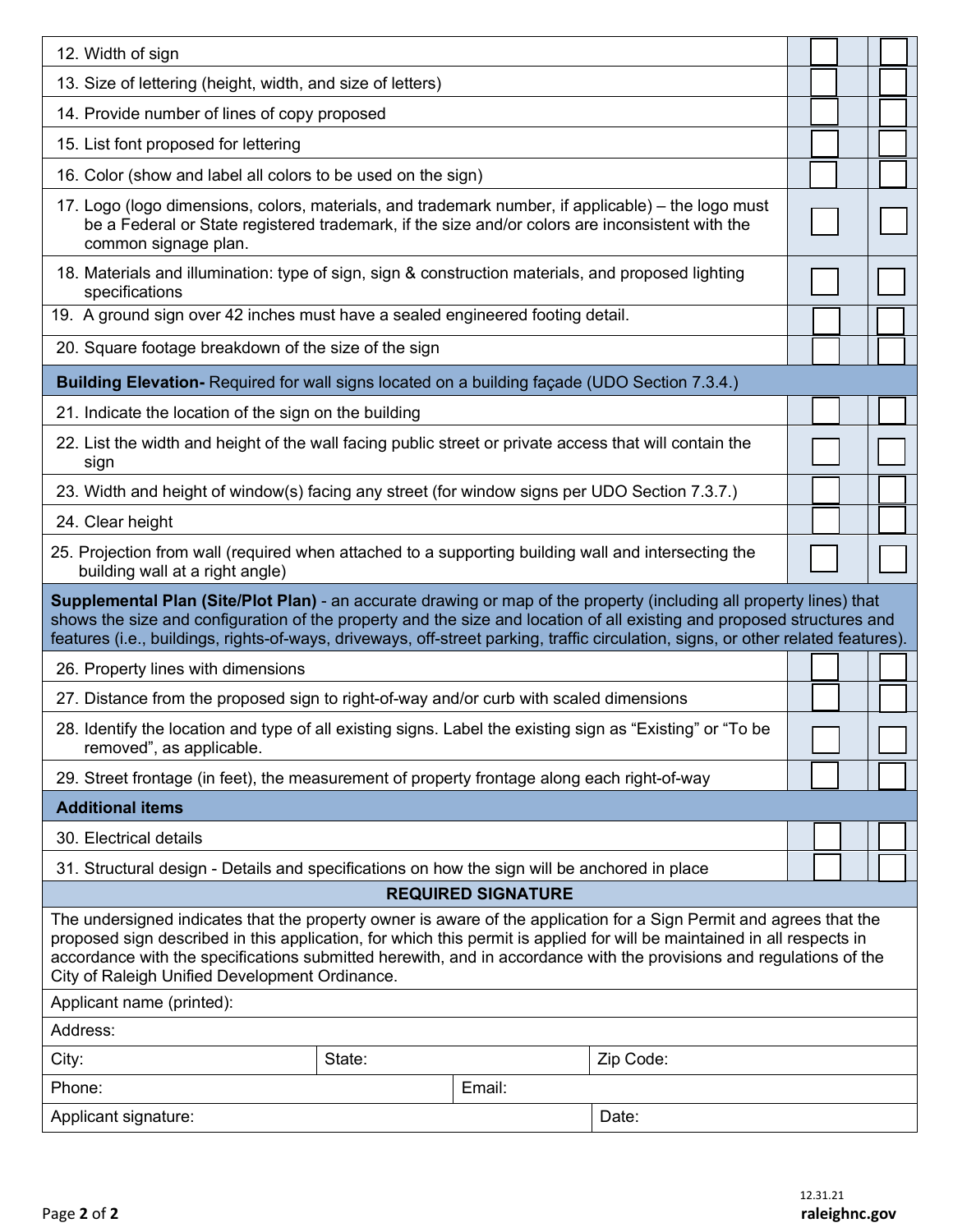| | | |
|---|---|---|
| 12. Width of sign | ☐ | ☐ |
| 13. Size of lettering (height, width, and size of letters) | ☐ | ☐ |
| 14. Provide number of lines of copy proposed | ☐ | ☐ |
| 15. List font proposed for lettering | ☐ | ☐ |
| 16. Color (show and label all colors to be used on the sign) | ☐ | ☐ |
| 17. Logo (logo dimensions, colors, materials, and trademark number, if applicable) – the logo must be a Federal or State registered trademark, if the size and/or colors are inconsistent with the common signage plan. | ☐ | ☐ |
| 18. Materials and illumination: type of sign, sign & construction materials, and proposed lighting specifications | ☐ | ☐ |
| 19. A ground sign over 42 inches must have a sealed engineered footing detail. | ☐ | ☐ |
| 20. Square footage breakdown of the size of the sign | ☐ | ☐ |
| **Building Elevation-** Required for wall signs located on a building façade (UDO Section 7.3.4.) | | |
| 21. Indicate the location of the sign on the building | ☐ | ☐ |
| 22. List the width and height of the wall facing public street or private access that will contain the sign | ☐ | ☐ |
| 23. Width and height of window(s) facing any street (for window signs per UDO Section 7.3.7.) | ☐ | ☐ |
| 24. Clear height | ☐ | ☐ |
| 25. Projection from wall (required when attached to a supporting building wall and intersecting the building wall at a right angle) | ☐ | ☐ |
| **Supplemental Plan (Site/Plot Plan)** - an accurate drawing or map of the property (including all property lines) that shows the size and configuration of the property and the size and location of all existing and proposed structures and features (i.e., buildings, rights-of-ways, driveways, off-street parking, traffic circulation, signs, or other related features). | | |
| 26. Property lines with dimensions | ☐ | ☐ |
| 27. Distance from the proposed sign to right-of-way and/or curb with scaled dimensions | ☐ | ☐ |
| 28. Identify the location and type of all existing signs. Label the existing sign as "Existing" or "To be removed", as applicable. | ☐ | ☐ |
| 29. Street frontage (in feet), the measurement of property frontage along each right-of-way | ☐ | ☐ |
| **Additional items** | | |
| 30. Electrical details | ☐ | ☐ |
| 31. Structural design - Details and specifications on how the sign will be anchored in place | ☐ | ☐ |

## REQUIRED SIGNATURE

The undersigned indicates that the property owner is aware of the application for a Sign Permit and agrees that the proposed sign described in this application, for which this permit is applied for will be maintained in all respects in accordance with the specifications submitted herewith, and in accordance with the provisions and regulations of the City of Raleigh Unified Development Ordinance.

| | | |
|---|---|---|
| Applicant name (printed): | | |
| Address: | | |
| City: | State: | Zip Code: |
| Phone: | Email: | |
| Applicant signature: | | Date: |

12.31.21

raleighnc.gov